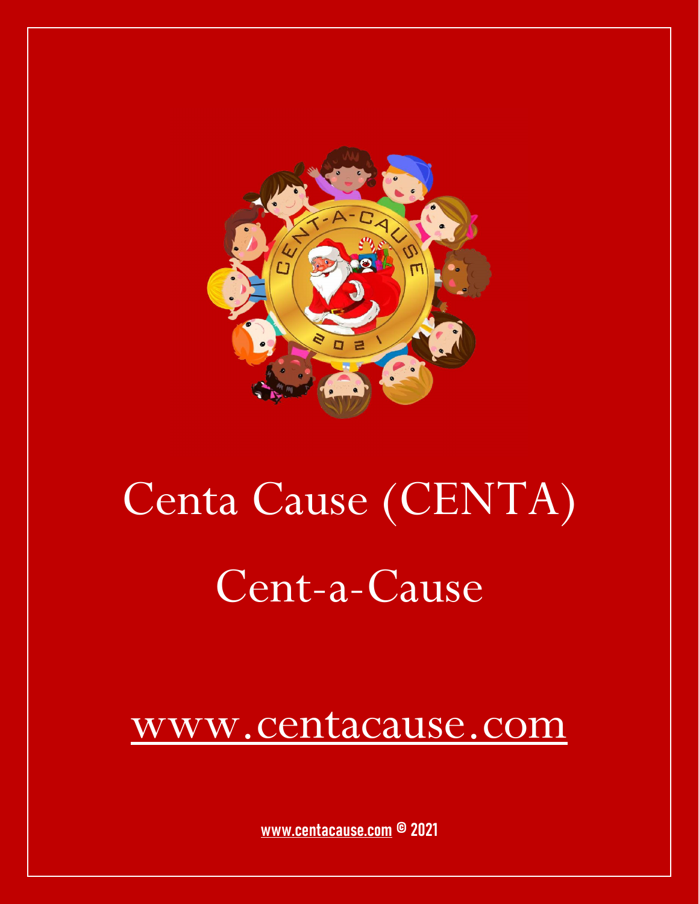# Centa Cause (CENTA)

## Cent-a-Cause

www.centacause.com

**www.centacause.com © 2021**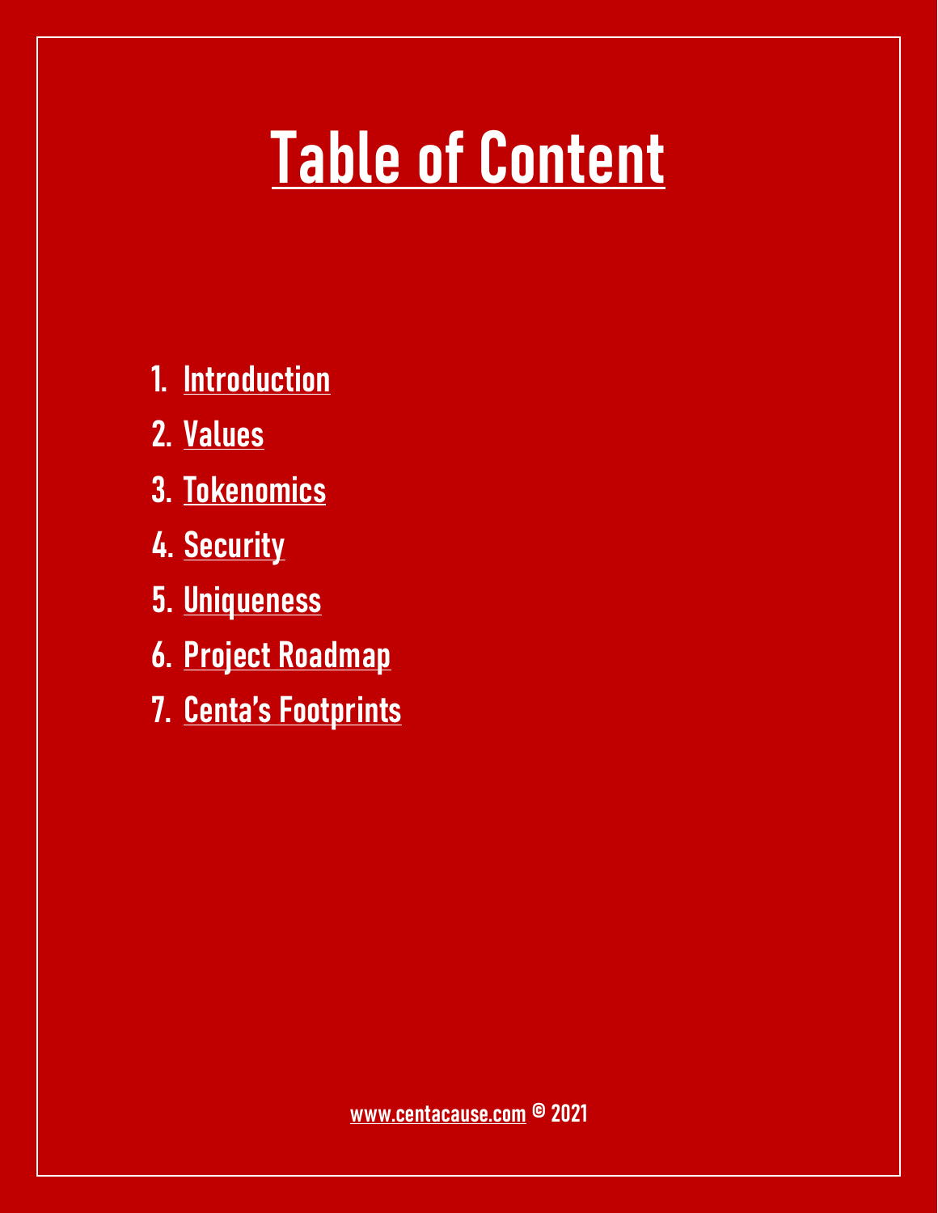# Table of Content

1. Introduction
2. Values
3. Tokenomics
4. Security
5. Uniqueness
6. Project Roadmap
7. Centa's Footprints

www.centacause.com © 2021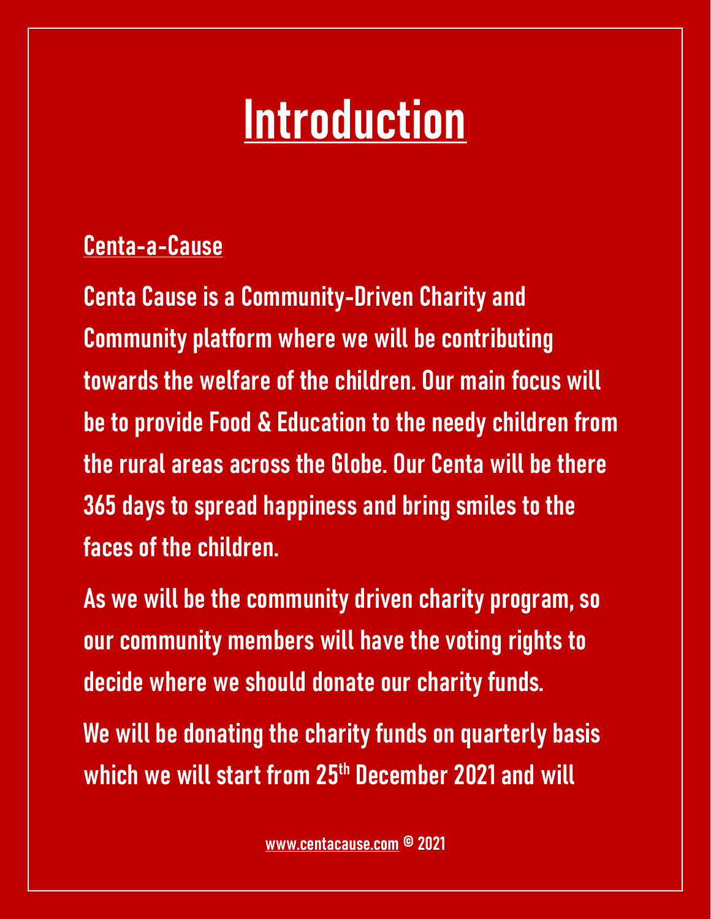# Introduction

## Centa-a-Cause

**Centa Cause is a Community-Driven Charity and Community platform where we will be contributing towards the welfare of the children. Our main focus will be to provide Food & Education to the needy children from the rural areas across the Globe. Our Centa will be there 365 days to spread happiness and bring smiles to the faces of the children.**

**As we will be the community driven charity program, so our community members will have the voting rights to decide where we should donate our charity funds.**

**We will be donating the charity funds on quarterly basis which we will start from 25th December 2021 and will**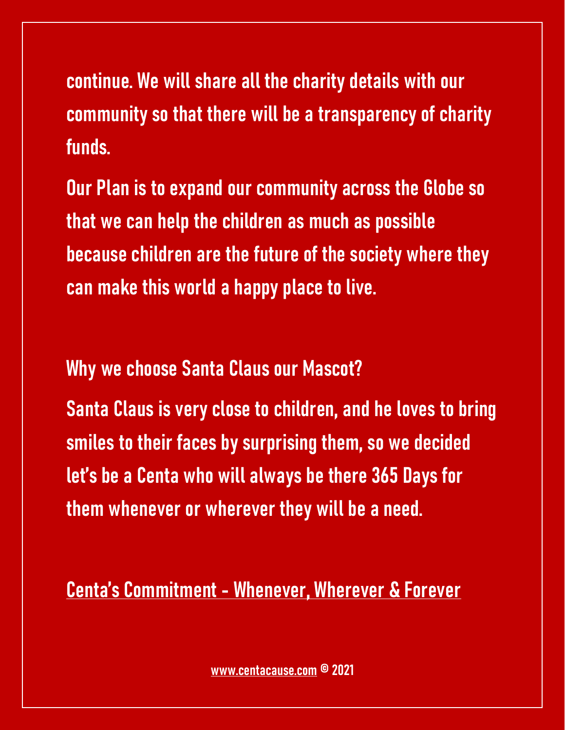continue. We will share all the charity details with our community so that there will be a transparency of charity funds.

Our Plan is to expand our community across the Globe so that we can help the children as much as possible because children are the future of the society where they can make this world a happy place to live.

## Why we choose Santa Claus our Mascot?

Santa Claus is very close to children, and he loves to bring smiles to their faces by surprising them, so we decided let's be a Centa who will always be there 365 Days for them whenever or wherever they will be a need.

**Centa's Commitment - Whenever, Wherever & Forever**

www.centacause.com © 2021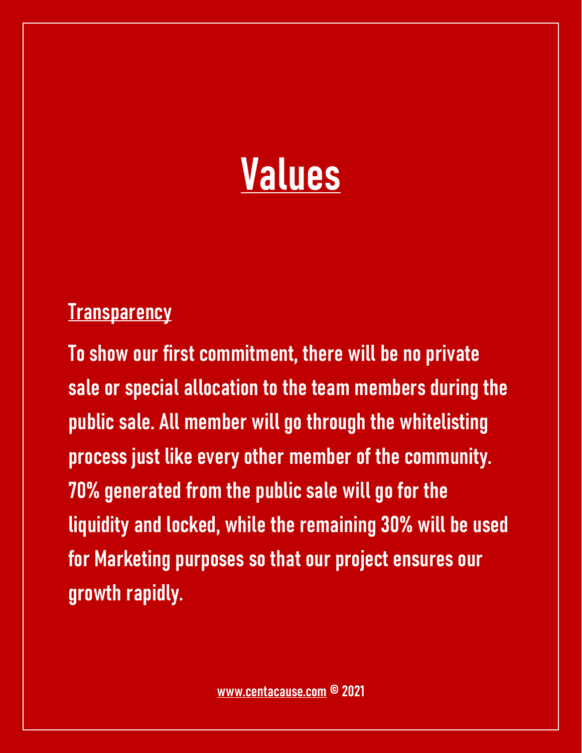# Values

## Transparency

To show our first commitment, there will be no private sale or special allocation to the team members during the public sale. All member will go through the whitelisting process just like every other member of the community. 70% generated from the public sale will go for the liquidity and locked, while the remaining 30% will be used for Marketing purposes so that our project ensures our growth rapidly.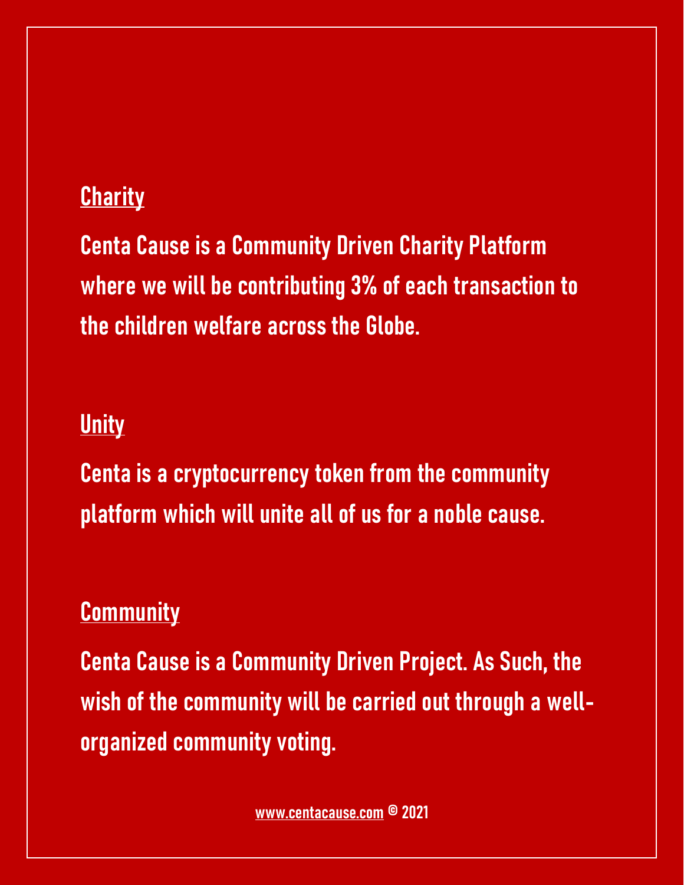## Charity

Centa Cause is a Community Driven Charity Platform where we will be contributing 3% of each transaction to the children welfare across the Globe.

## Unity

Centa is a cryptocurrency token from the community platform which will unite all of us for a noble cause.

## Community

Centa Cause is a Community Driven Project. As Such, the wish of the community will be carried out through a well-organized community voting.

www.centacause.com © 2021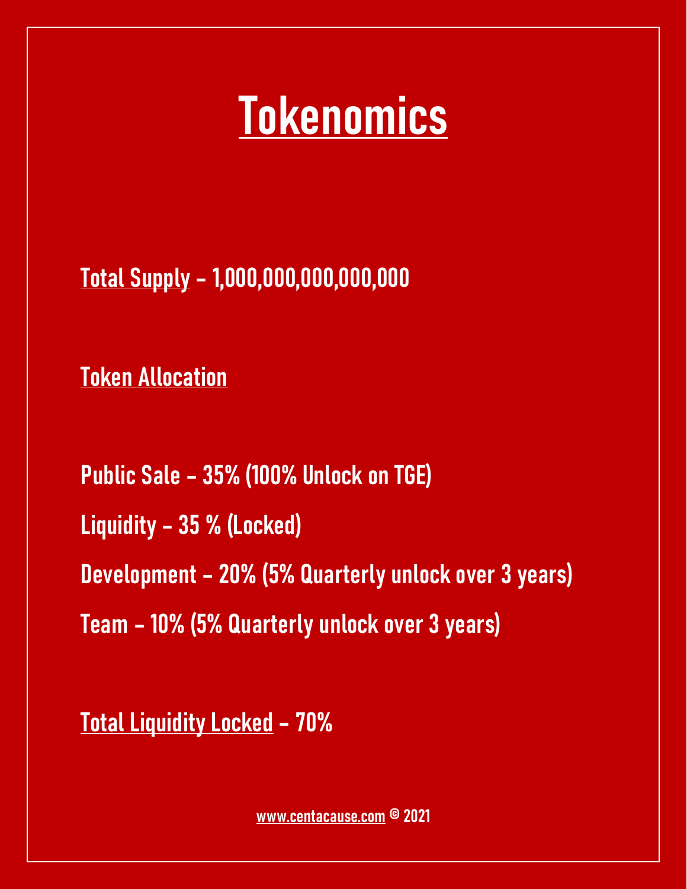# Tokenomics

**Total Supply** - 1,000,000,000,000,000

**Token Allocation**

Public Sale - 35% (100% Unlock on TGE)

Liquidity - 35 % (Locked)

Development - 20% (5% Quarterly unlock over 3 years)

Team - 10% (5% Quarterly unlock over 3 years)

**Total Liquidity Locked** - 70%

www.centacause.com © 2021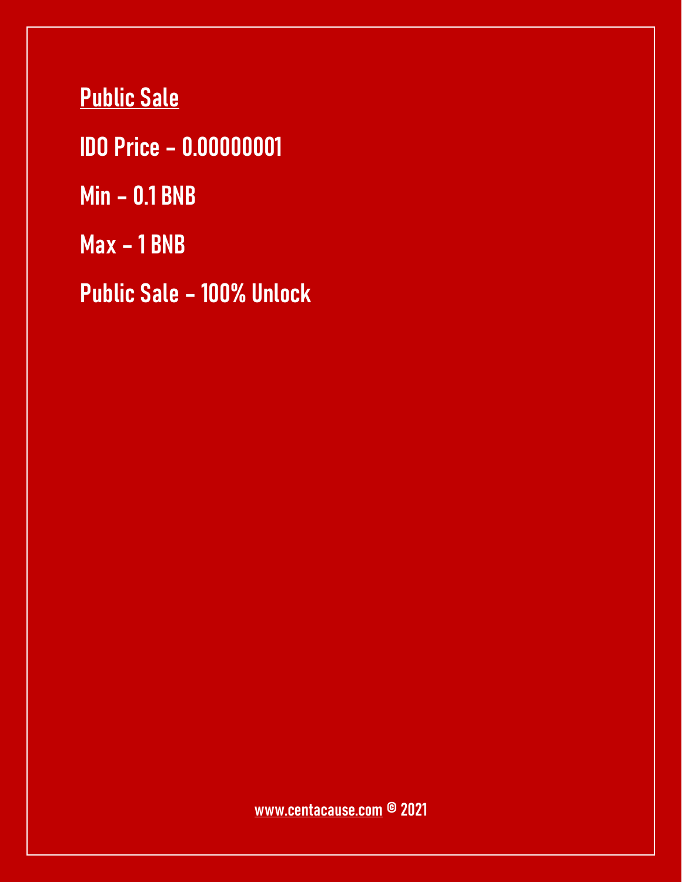## Public Sale

**IDO Price - 0.00000001**

**Min - 0.1 BNB**

**Max - 1 BNB**

**Public Sale - 100% Unlock**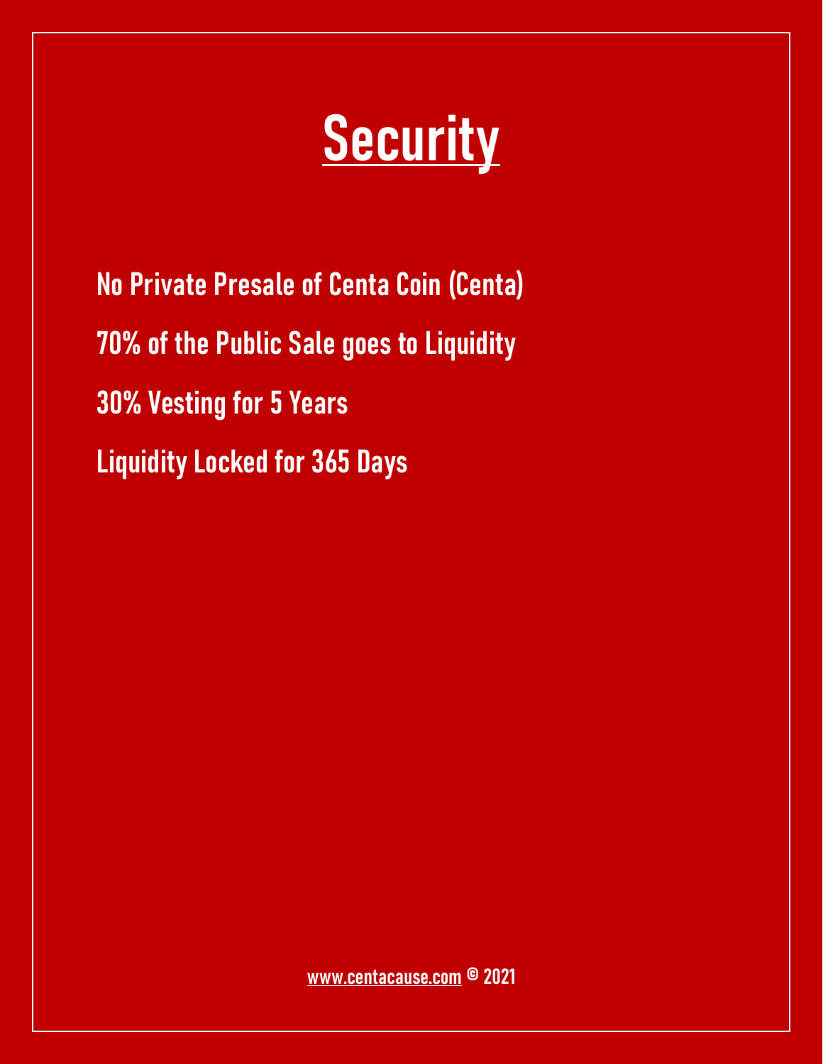# Security

No Private Presale of Centa Coin (Centa)

70% of the Public Sale goes to Liquidity

30% Vesting for 5 Years

Liquidity Locked for 365 Days

www.centacause.com © 2021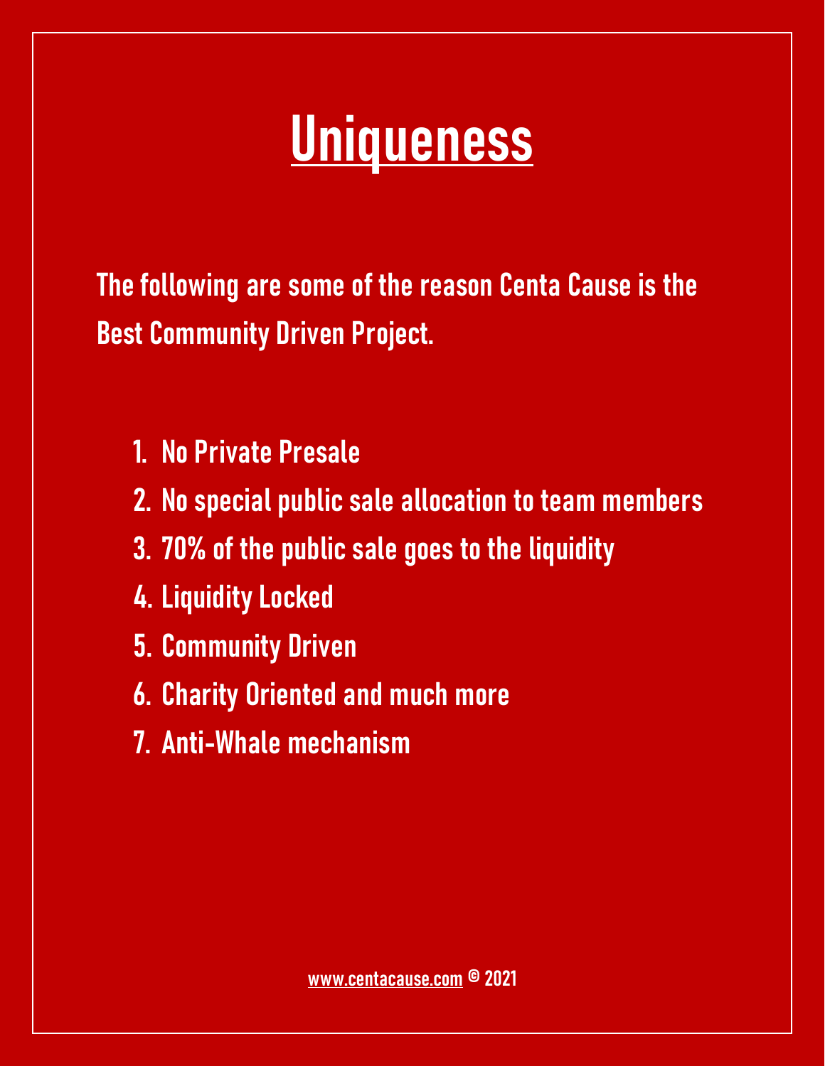# Uniqueness

**The following are some of the reason Centa Cause is the Best Community Driven Project.**

1. No Private Presale
2. No special public sale allocation to team members
3. 70% of the public sale goes to the liquidity
4. Liquidity Locked
5. Community Driven
6. Charity Oriented and much more
7. Anti-Whale mechanism

www.centacause.com © 2021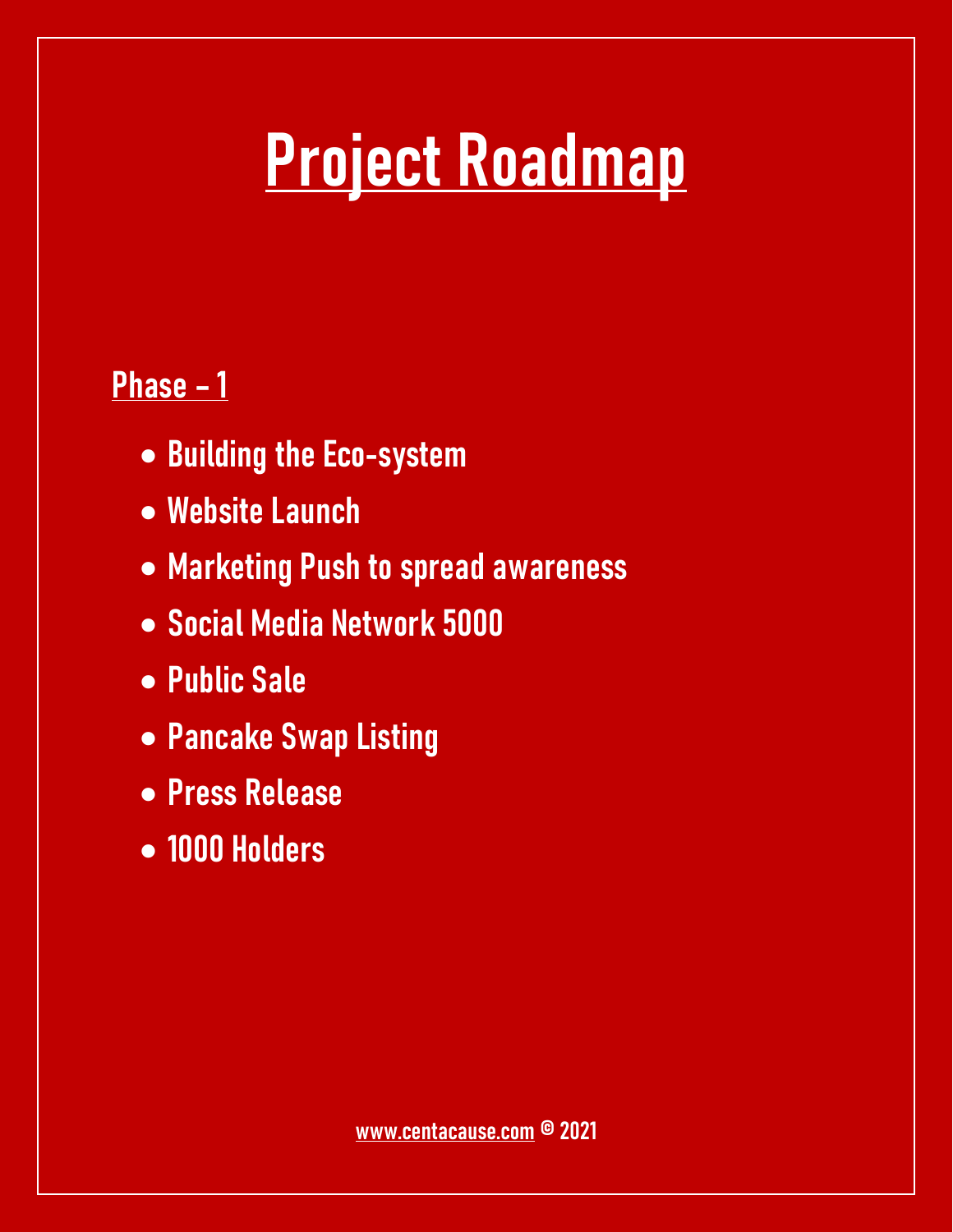# Project Roadmap

## Phase - 1

- Building the Eco-system
- Website Launch
- Marketing Push to spread awareness
- Social Media Network 5000
- Public Sale
- Pancake Swap Listing
- Press Release
- 1000 Holders

www.centacause.com © 2021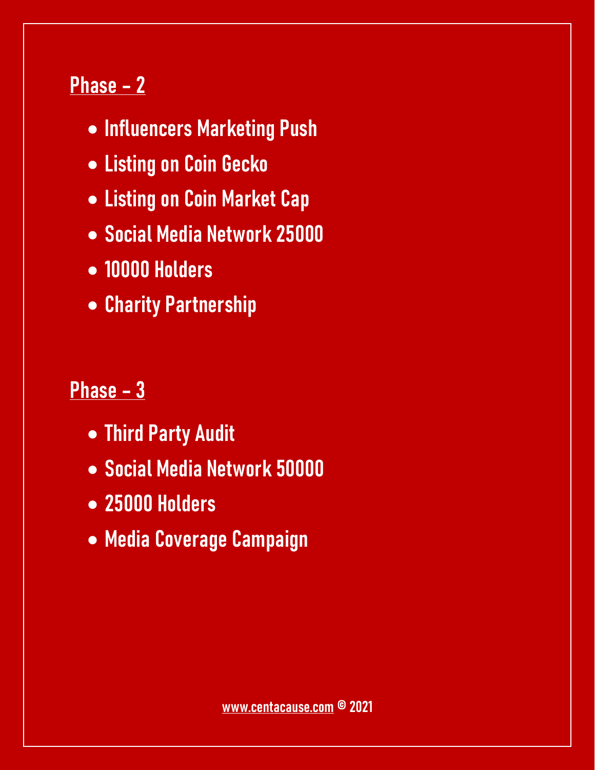## Phase - 2

- Influencers Marketing Push
- Listing on Coin Gecko
- Listing on Coin Market Cap
- Social Media Network 25000
- 10000 Holders
- Charity Partnership

## Phase - 3

- Third Party Audit
- Social Media Network 50000
- 25000 Holders
- Media Coverage Campaign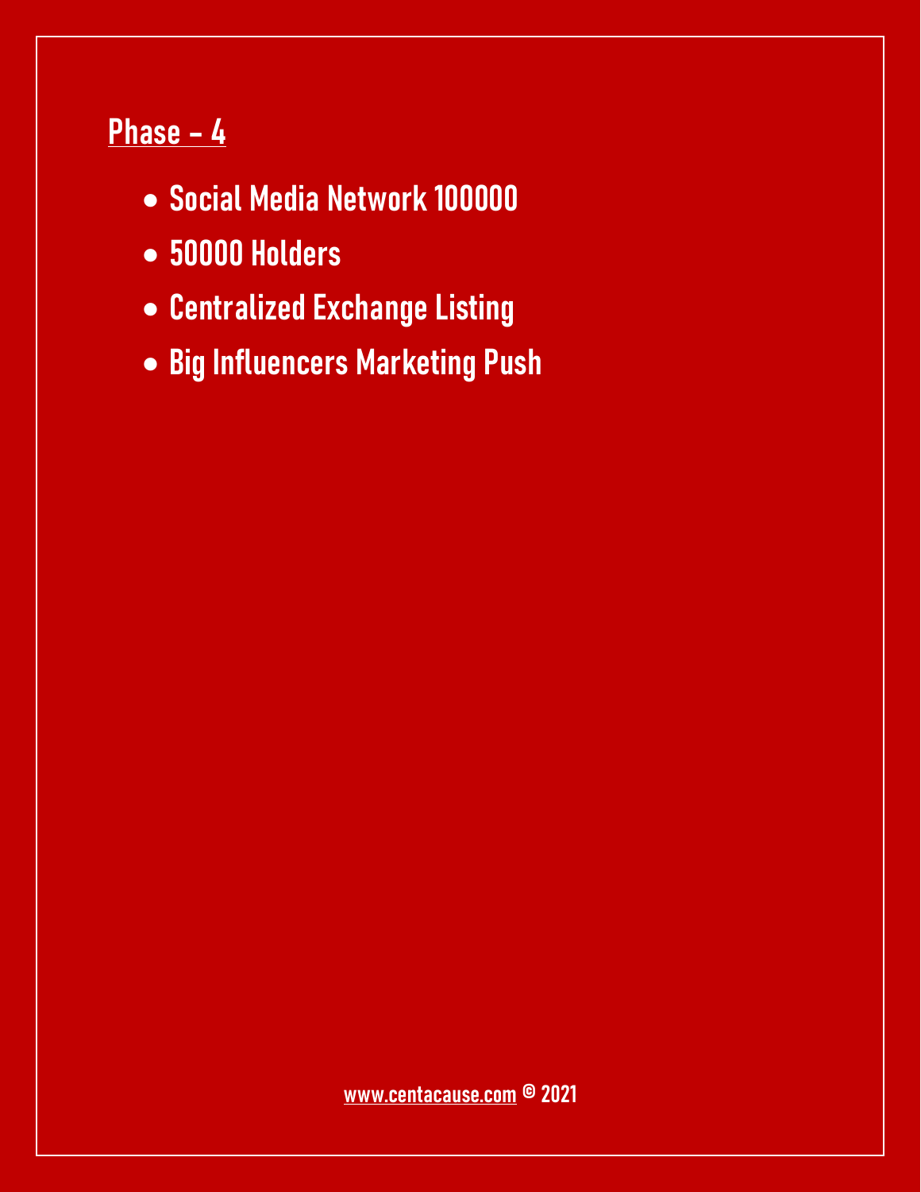## Phase - 4

- Social Media Network 100000
- 50000 Holders
- Centralized Exchange Listing
- Big Influencers Marketing Push

www.centacause.com © 2021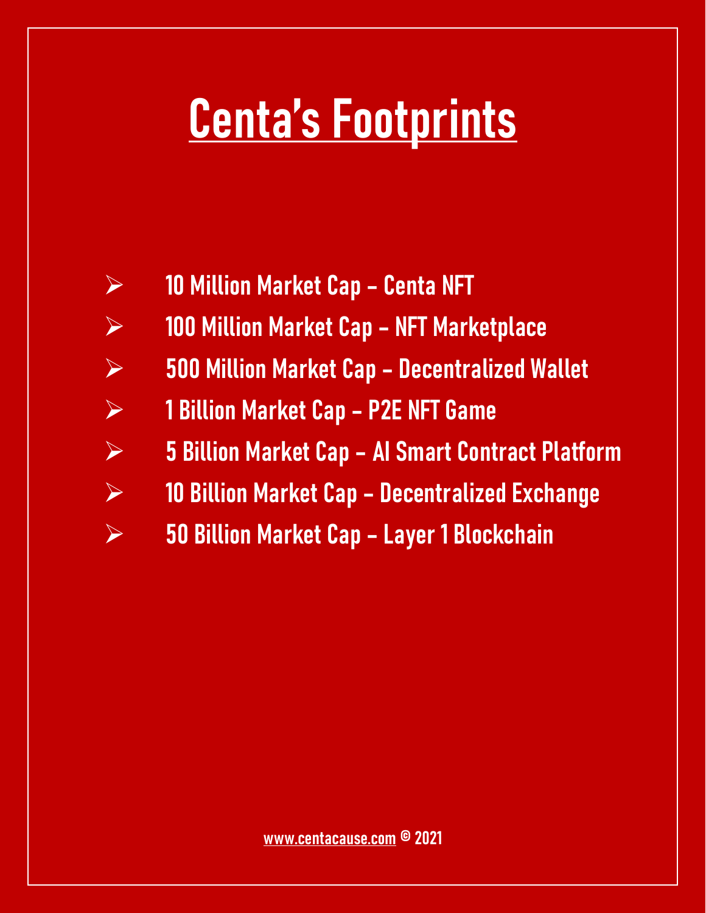# Centa's Footprints

- 10 Million Market Cap – Centa NFT
- 100 Million Market Cap – NFT Marketplace
- 500 Million Market Cap – Decentralized Wallet
- 1 Billion Market Cap – P2E NFT Game
- 5 Billion Market Cap – AI Smart Contract Platform
- 10 Billion Market Cap – Decentralized Exchange
- 50 Billion Market Cap – Layer 1 Blockchain

www.centacause.com © 2021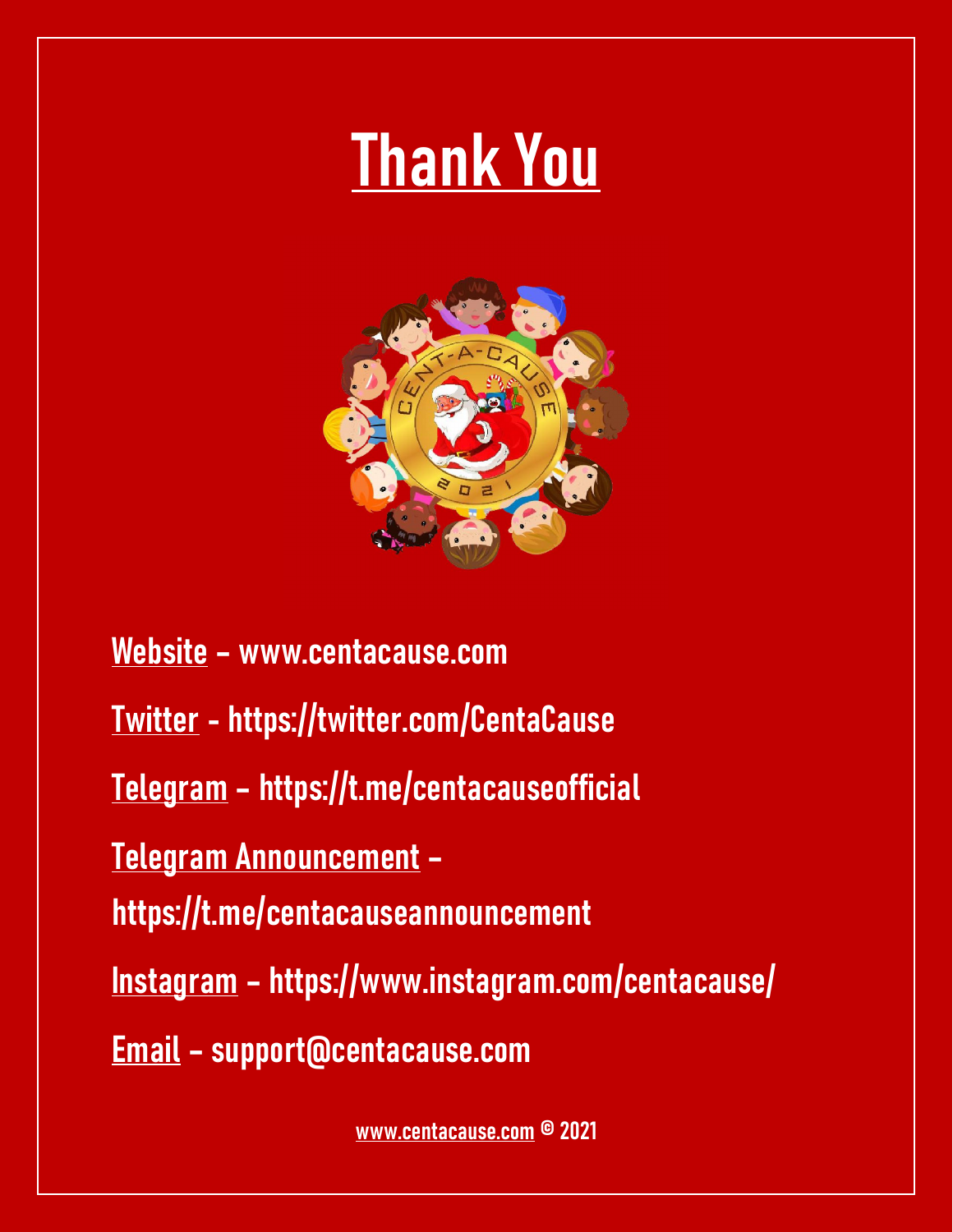# Thank You

Website - www.centacause.com

Twitter - https://twitter.com/CentaCause

Telegram - https://t.me/centacauseofficial

Telegram Announcement - https://t.me/centacauseannouncement

Instagram - https://www.instagram.com/centacause/

Email - support@centacause.com

www.centacause.com © 2021